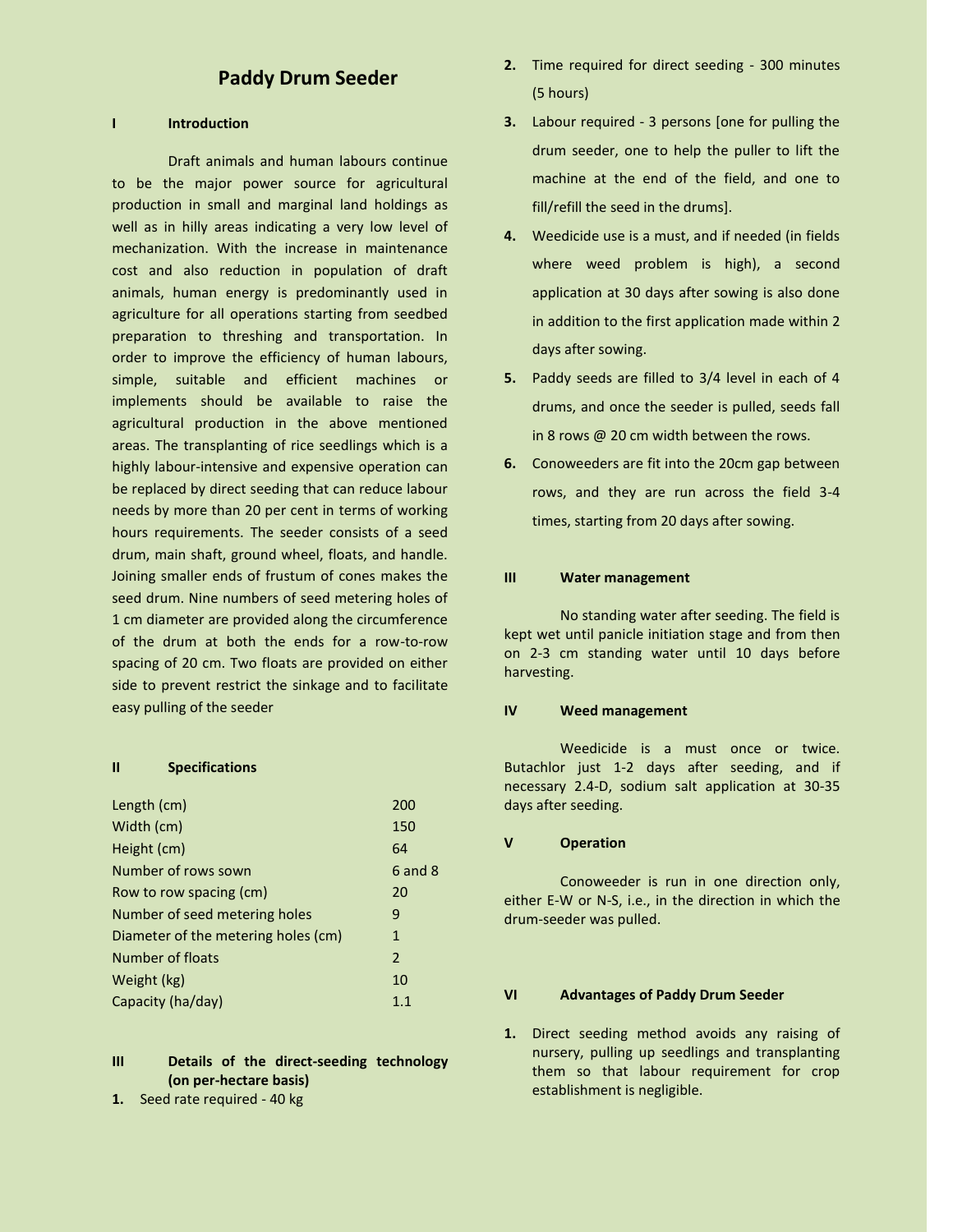# Paddy Drum Seeder

## I Introduction

Draft animals and human labours continue to be the major power source for agricultural production in small and marginal land holdings as well as in hilly areas indicating a very low level of mechanization. With the increase in maintenance cost and also reduction in population of draft animals, human energy is predominantly used in agriculture for all operations starting from seedbed preparation to threshing and transportation. In order to improve the efficiency of human labours, simple, suitable and efficient machines or implements should be available to raise the agricultural production in the above mentioned areas. The transplanting of rice seedlings which is a highly labour-intensive and expensive operation can be replaced by direct seeding that can reduce labour needs by more than 20 per cent in terms of working hours requirements. The seeder consists of a seed drum, main shaft, ground wheel, floats, and handle. Joining smaller ends of frustum of cones makes the seed drum. Nine numbers of seed metering holes of 1 cm diameter are provided along the circumference of the drum at both the ends for a row-to-row spacing of 20 cm. Two floats are provided on either side to prevent restrict the sinkage and to facilitate easy pulling of the seeder

## II Specifications

| | |
|---|---|
| Length (cm) | 200 |
| Width (cm) | 150 |
| Height (cm) | 64 |
| Number of rows sown | 6 and 8 |
| Row to row spacing (cm) | 20 |
| Number of seed metering holes | 9 |
| Diameter of the metering holes (cm) | 1 |
| Number of floats | 2 |
| Weight (kg) | 10 |
| Capacity (ha/day) | 1.1 |

## III Details of the direct-seeding technology (on per-hectare basis)

1. Seed rate required - 40 kg
2. Time required for direct seeding - 300 minutes (5 hours)
3. Labour required - 3 persons [one for pulling the drum seeder, one to help the puller to lift the machine at the end of the field, and one to fill/refill the seed in the drums].
4. Weedicide use is a must, and if needed (in fields where weed problem is high), a second application at 30 days after sowing is also done in addition to the first application made within 2 days after sowing.
5. Paddy seeds are filled to 3/4 level in each of 4 drums, and once the seeder is pulled, seeds fall in 8 rows @ 20 cm width between the rows.
6. Conoweeders are fit into the 20cm gap between rows, and they are run across the field 3-4 times, starting from 20 days after sowing.

## III Water management

No standing water after seeding. The field is kept wet until panicle initiation stage and from then on 2-3 cm standing water until 10 days before harvesting.

## IV Weed management

Weedicide is a must once or twice. Butachlor just 1-2 days after seeding, and if necessary 2.4-D, sodium salt application at 30-35 days after seeding.

## V Operation

Conoweeder is run in one direction only, either E-W or N-S, i.e., in the direction in which the drum-seeder was pulled.

## VI Advantages of Paddy Drum Seeder

1. Direct seeding method avoids any raising of nursery, pulling up seedlings and transplanting them so that labour requirement for crop establishment is negligible.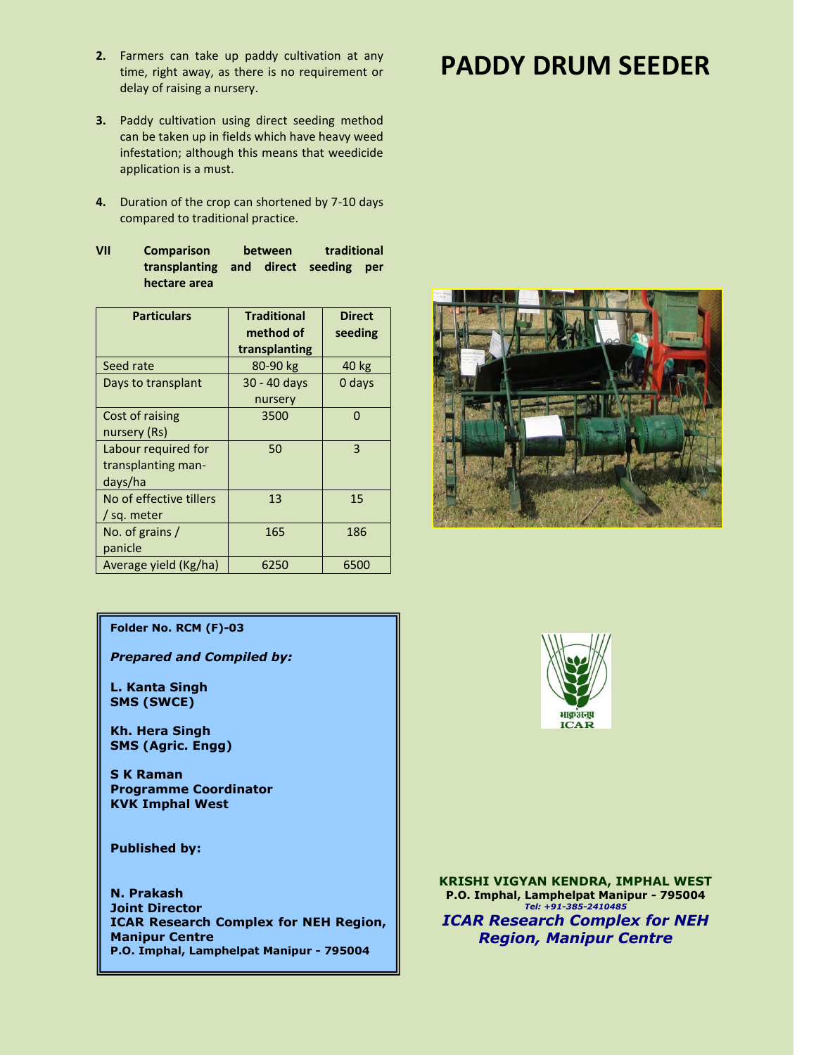2. Farmers can take up paddy cultivation at any time, right away, as there is no requirement or delay of raising a nursery.

3. Paddy cultivation using direct seeding method can be taken up in fields which have heavy weed infestation; although this means that weedicide application is a must.

4. Duration of the crop can shortened by 7-10 days compared to traditional practice.

**VII Comparison between traditional transplanting and direct seeding per hectare area**

| Particulars | Traditional method of transplanting | Direct seeding |
|---|---|---|
| Seed rate | 80-90 kg | 40 kg |
| Days to transplant | 30 - 40 days nursery | 0 days |
| Cost of raising nursery (Rs) | 3500 | 0 |
| Labour required for transplanting man-days/ha | 50 | 3 |
| No of effective tillers / sq. meter | 13 | 15 |
| No. of grains / panicle | 165 | 186 |
| Average yield (Kg/ha) | 6250 | 6500 |

**Folder No. RCM (F)-03**

***Prepared and Compiled by:***

**L. Kanta Singh**
**SMS (SWCE)**

**Kh. Hera Singh**
**SMS (Agric. Engg)**

**S K Raman**
**Programme Coordinator**
**KVK Imphal West**

**Published by:**

**N. Prakash**
**Joint Director**
**ICAR Research Complex for NEH Region, Manipur Centre**
**P.O. Imphal, Lamphelpat Manipur - 795004**

# PADDY DRUM SEEDER

**KRISHI VIGYAN KENDRA, IMPHAL WEST**
**P.O. Imphal, Lamphelpat Manipur - 795004**
***Tel: +91-385-2410485***
***ICAR Research Complex for NEH Region, Manipur Centre***